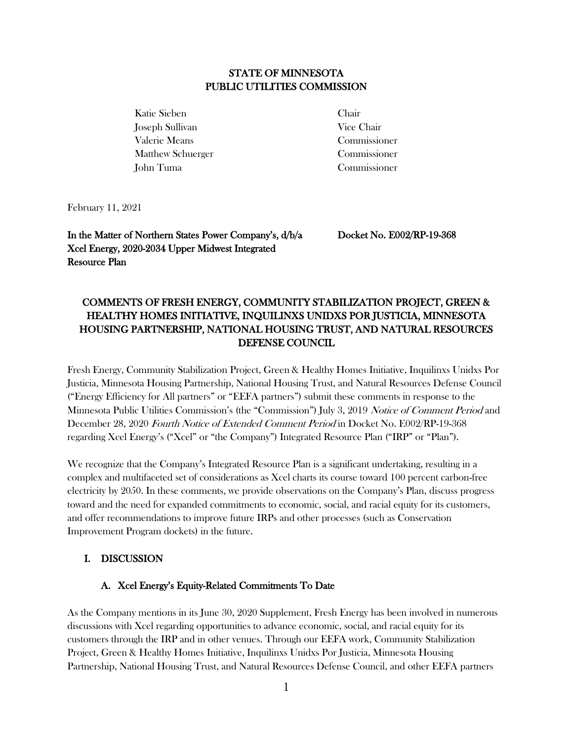# STATE OF MINNESOTA
# PUBLIC UTILITIES COMMISSION

| | |
|---|---|
| Katie Sieben | Chair |
| Joseph Sullivan | Vice Chair |
| Valerie Means | Commissioner |
| Matthew Schuerger | Commissioner |
| John Tuma | Commissioner |

February 11, 2021

**In the Matter of Northern States Power Company's, d/b/a Xcel Energy, 2020-2034 Upper Midwest Integrated Resource Plan**

**Docket No. E002/RP-19-368**

## COMMENTS OF FRESH ENERGY, COMMUNITY STABILIZATION PROJECT, GREEN & HEALTHY HOMES INITIATIVE, INQUILINXS UNIDXS POR JUSTICIA, MINNESOTA HOUSING PARTNERSHIP, NATIONAL HOUSING TRUST, AND NATURAL RESOURCES DEFENSE COUNCIL

Fresh Energy, Community Stabilization Project, Green & Healthy Homes Initiative, Inquilinxs Unidxs Por Justicia, Minnesota Housing Partnership, National Housing Trust, and Natural Resources Defense Council ("Energy Efficiency for All partners" or "EEFA partners") submit these comments in response to the Minnesota Public Utilities Commission's (the "Commission") July 3, 2019 *Notice of Comment Period* and December 28, 2020 *Fourth Notice of Extended Comment Period* in Docket No. E002/RP-19-368 regarding Xcel Energy's ("Xcel" or "the Company") Integrated Resource Plan ("IRP" or "Plan").

We recognize that the Company's Integrated Resource Plan is a significant undertaking, resulting in a complex and multifaceted set of considerations as Xcel charts its course toward 100 percent carbon-free electricity by 2050. In these comments, we provide observations on the Company's Plan, discuss progress toward and the need for expanded commitments to economic, social, and racial equity for its customers, and offer recommendations to improve future IRPs and other processes (such as Conservation Improvement Program dockets) in the future.

## I. DISCUSSION

### A. Xcel Energy's Equity-Related Commitments To Date

As the Company mentions in its June 30, 2020 Supplement, Fresh Energy has been involved in numerous discussions with Xcel regarding opportunities to advance economic, social, and racial equity for its customers through the IRP and in other venues. Through our EEFA work, Community Stabilization Project, Green & Healthy Homes Initiative, Inquilinxs Unidxs Por Justicia, Minnesota Housing Partnership, National Housing Trust, and Natural Resources Defense Council, and other EEFA partners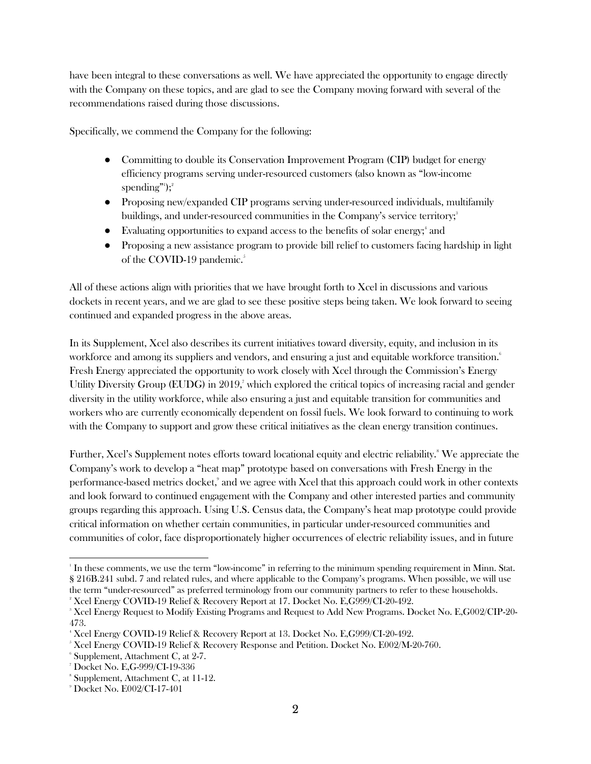have been integral to these conversations as well. We have appreciated the opportunity to engage directly with the Company on these topics, and are glad to see the Company moving forward with several of the recommendations raised during those discussions.

Specifically, we commend the Company for the following:

- Committing to double its Conservation Improvement Program (CIP) budget for energy efficiency programs serving under-resourced customers (also known as "low-income spending"[1]);[2]
- Proposing new/expanded CIP programs serving under-resourced individuals, multifamily buildings, and under-resourced communities in the Company's service territory;[3]
- Evaluating opportunities to expand access to the benefits of solar energy;[4] and
- Proposing a new assistance program to provide bill relief to customers facing hardship in light of the COVID-19 pandemic.[5]

All of these actions align with priorities that we have brought forth to Xcel in discussions and various dockets in recent years, and we are glad to see these positive steps being taken. We look forward to seeing continued and expanded progress in the above areas.

In its Supplement, Xcel also describes its current initiatives toward diversity, equity, and inclusion in its workforce and among its suppliers and vendors, and ensuring a just and equitable workforce transition.[6] Fresh Energy appreciated the opportunity to work closely with Xcel through the Commission's Energy Utility Diversity Group (EUDG) in 2019,[7] which explored the critical topics of increasing racial and gender diversity in the utility workforce, while also ensuring a just and equitable transition for communities and workers who are currently economically dependent on fossil fuels. We look forward to continuing to work with the Company to support and grow these critical initiatives as the clean energy transition continues.

Further, Xcel's Supplement notes efforts toward locational equity and electric reliability.[8] We appreciate the Company's work to develop a "heat map" prototype based on conversations with Fresh Energy in the performance-based metrics docket,[9] and we agree with Xcel that this approach could work in other contexts and look forward to continued engagement with the Company and other interested parties and community groups regarding this approach. Using U.S. Census data, the Company's heat map prototype could provide critical information on whether certain communities, in particular under-resourced communities and communities of color, face disproportionately higher occurrences of electric reliability issues, and in future

---

[1] In these comments, we use the term "low-income" in referring to the minimum spending requirement in Minn. Stat. § 216B.241 subd. 7 and related rules, and where applicable to the Company's programs. When possible, we will use the term "under-resourced" as preferred terminology from our community partners to refer to these households.

[2] Xcel Energy COVID-19 Relief & Recovery Report at 17. Docket No. E,G999/CI-20-492.

[3] Xcel Energy Request to Modify Existing Programs and Request to Add New Programs. Docket No. E,G002/CIP-20-473.

[4] Xcel Energy COVID-19 Relief & Recovery Report at 13. Docket No. E,G999/CI-20-492.

[5] Xcel Energy COVID-19 Relief & Recovery Response and Petition. Docket No. E002/M-20-760.

[6] Supplement, Attachment C, at 2-7.

[7] Docket No. E,G-999/CI-19-336

[8] Supplement, Attachment C, at 11-12.

[9] Docket No. E002/CI-17-401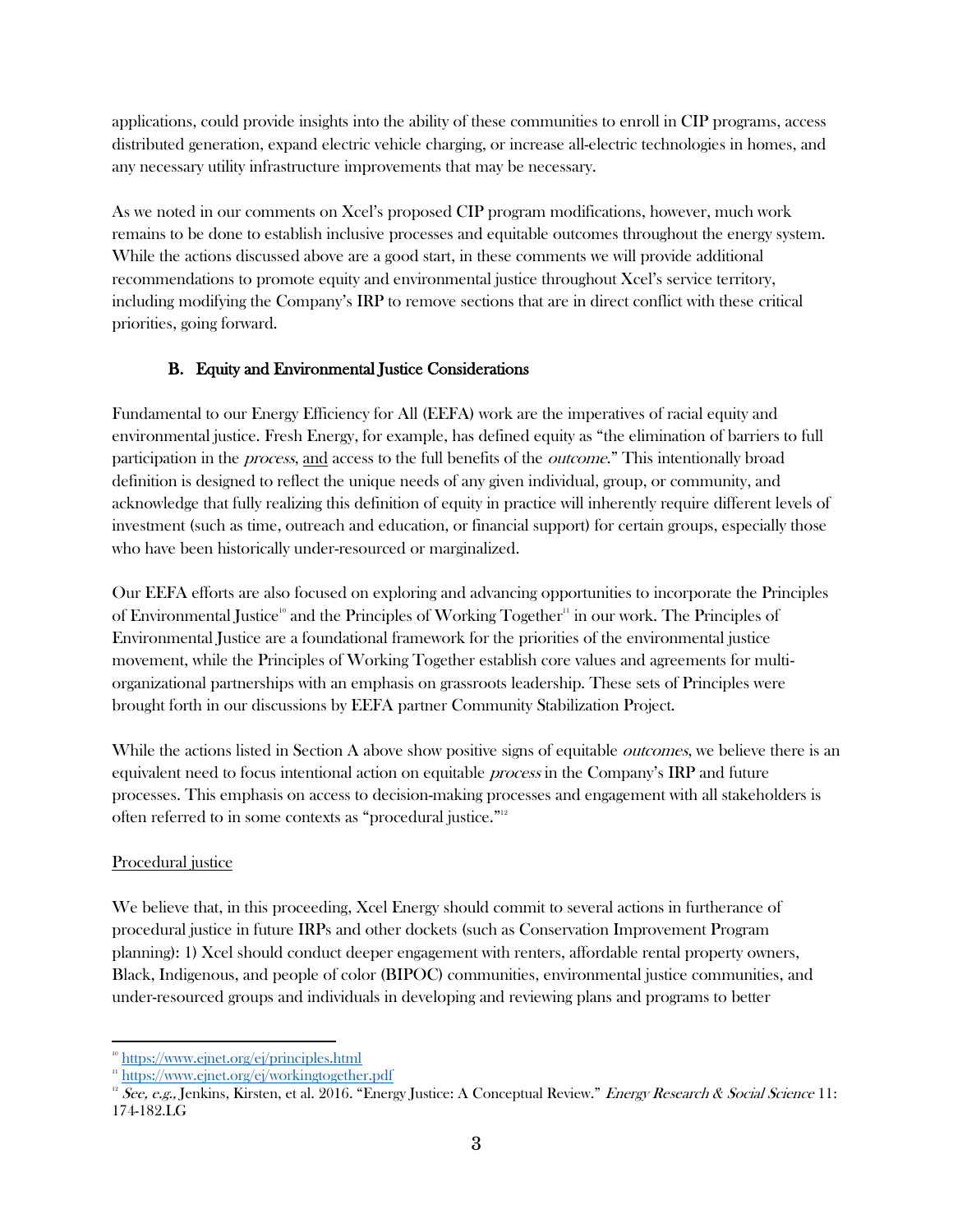applications, could provide insights into the ability of these communities to enroll in CIP programs, access distributed generation, expand electric vehicle charging, or increase all-electric technologies in homes, and any necessary utility infrastructure improvements that may be necessary.

As we noted in our comments on Xcel's proposed CIP program modifications, however, much work remains to be done to establish inclusive processes and equitable outcomes throughout the energy system. While the actions discussed above are a good start, in these comments we will provide additional recommendations to promote equity and environmental justice throughout Xcel's service territory, including modifying the Company's IRP to remove sections that are in direct conflict with these critical priorities, going forward.

### B. Equity and Environmental Justice Considerations

Fundamental to our Energy Efficiency for All (EEFA) work are the imperatives of racial equity and environmental justice. Fresh Energy, for example, has defined equity as "the elimination of barriers to full participation in the *process*, and access to the full benefits of the *outcome*." This intentionally broad definition is designed to reflect the unique needs of any given individual, group, or community, and acknowledge that fully realizing this definition of equity in practice will inherently require different levels of investment (such as time, outreach and education, or financial support) for certain groups, especially those who have been historically under-resourced or marginalized.

Our EEFA efforts are also focused on exploring and advancing opportunities to incorporate the Principles of Environmental Justice[10] and the Principles of Working Together[11] in our work. The Principles of Environmental Justice are a foundational framework for the priorities of the environmental justice movement, while the Principles of Working Together establish core values and agreements for multi-organizational partnerships with an emphasis on grassroots leadership. These sets of Principles were brought forth in our discussions by EEFA partner Community Stabilization Project.

While the actions listed in Section A above show positive signs of equitable *outcomes*, we believe there is an equivalent need to focus intentional action on equitable *process* in the Company's IRP and future processes. This emphasis on access to decision-making processes and engagement with all stakeholders is often referred to in some contexts as "procedural justice."[12]

Procedural justice

We believe that, in this proceeding, Xcel Energy should commit to several actions in furtherance of procedural justice in future IRPs and other dockets (such as Conservation Improvement Program planning): 1) Xcel should conduct deeper engagement with renters, affordable rental property owners, Black, Indigenous, and people of color (BIPOC) communities, environmental justice communities, and under-resourced groups and individuals in developing and reviewing plans and programs to better

---

[10] https://www.ejnet.org/ej/principles.html

[11] https://www.ejnet.org/ej/workingtogether.pdf

[12] *See, e.g.,* Jenkins, Kirsten, et al. 2016. "Energy Justice: A Conceptual Review." *Energy Research & Social Science* 11: 174-182.LG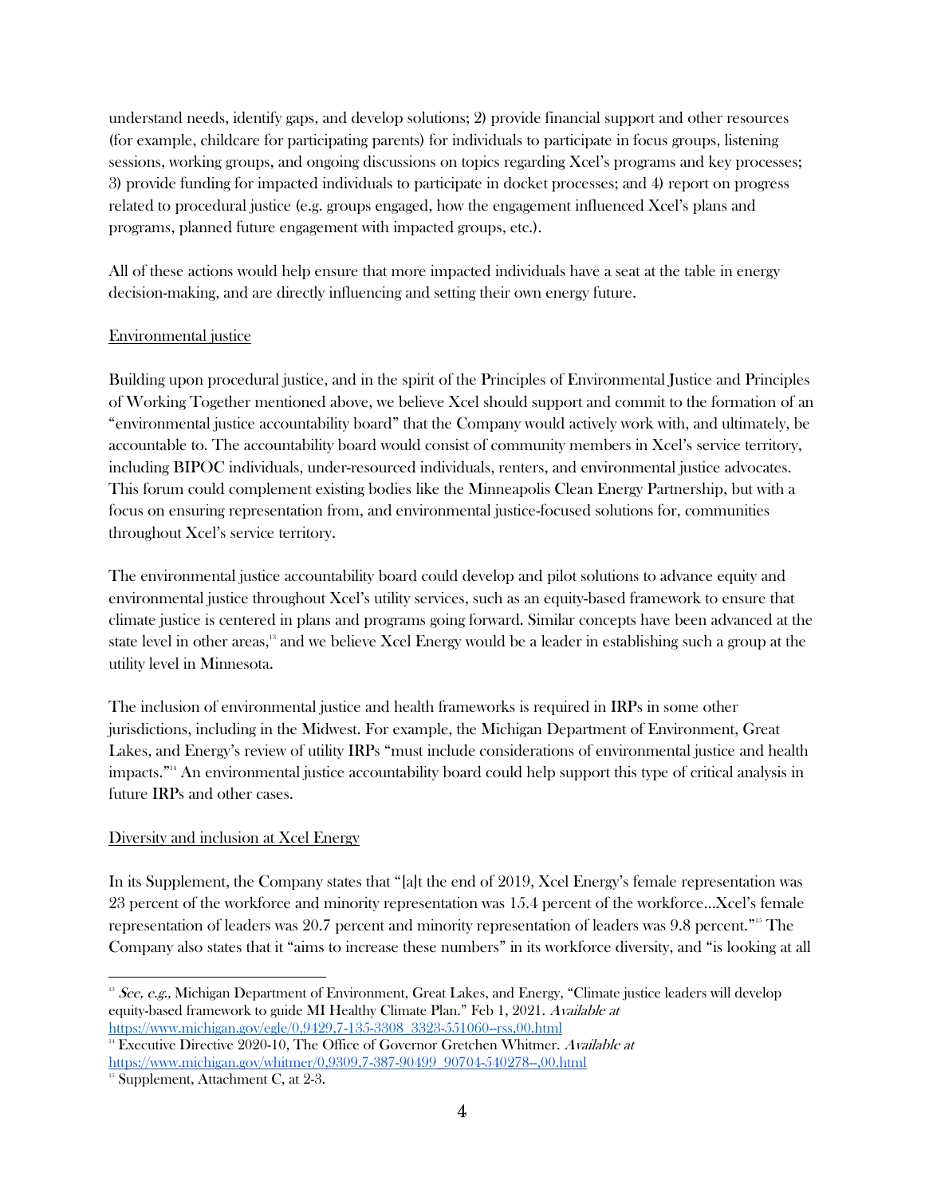understand needs, identify gaps, and develop solutions; 2) provide financial support and other resources (for example, childcare for participating parents) for individuals to participate in focus groups, listening sessions, working groups, and ongoing discussions on topics regarding Xcel's programs and key processes; 3) provide funding for impacted individuals to participate in docket processes; and 4) report on progress related to procedural justice (e.g. groups engaged, how the engagement influenced Xcel's plans and programs, planned future engagement with impacted groups, etc.).

All of these actions would help ensure that more impacted individuals have a seat at the table in energy decision-making, and are directly influencing and setting their own energy future.

Environmental justice

Building upon procedural justice, and in the spirit of the Principles of Environmental Justice and Principles of Working Together mentioned above, we believe Xcel should support and commit to the formation of an "environmental justice accountability board" that the Company would actively work with, and ultimately, be accountable to. The accountability board would consist of community members in Xcel's service territory, including BIPOC individuals, under-resourced individuals, renters, and environmental justice advocates. This forum could complement existing bodies like the Minneapolis Clean Energy Partnership, but with a focus on ensuring representation from, and environmental justice-focused solutions for, communities throughout Xcel's service territory.

The environmental justice accountability board could develop and pilot solutions to advance equity and environmental justice throughout Xcel's utility services, such as an equity-based framework to ensure that climate justice is centered in plans and programs going forward. Similar concepts have been advanced at the state level in other areas,[13] and we believe Xcel Energy would be a leader in establishing such a group at the utility level in Minnesota.

The inclusion of environmental justice and health frameworks is required in IRPs in some other jurisdictions, including in the Midwest. For example, the Michigan Department of Environment, Great Lakes, and Energy's review of utility IRPs "must include considerations of environmental justice and health impacts."[14] An environmental justice accountability board could help support this type of critical analysis in future IRPs and other cases.

Diversity and inclusion at Xcel Energy

In its Supplement, the Company states that "[a]t the end of 2019, Xcel Energy's female representation was 23 percent of the workforce and minority representation was 15.4 percent of the workforce...Xcel's female representation of leaders was 20.7 percent and minority representation of leaders was 9.8 percent."[15] The Company also states that it "aims to increase these numbers" in its workforce diversity, and "is looking at all

---

[13] *See, e.g.,* Michigan Department of Environment, Great Lakes, and Energy, "Climate justice leaders will develop equity-based framework to guide MI Healthy Climate Plan." Feb 1, 2021. *Available at* https://www.michigan.gov/egle/0,9429,7-135-3308_3323-551060--rss,00.html

[14] Executive Directive 2020-10, The Office of Governor Gretchen Whitmer. *Available at* https://www.michigan.gov/whitmer/0,9309,7-387-90499_90704-540278--,00.html

[15] Supplement, Attachment C, at 2-3.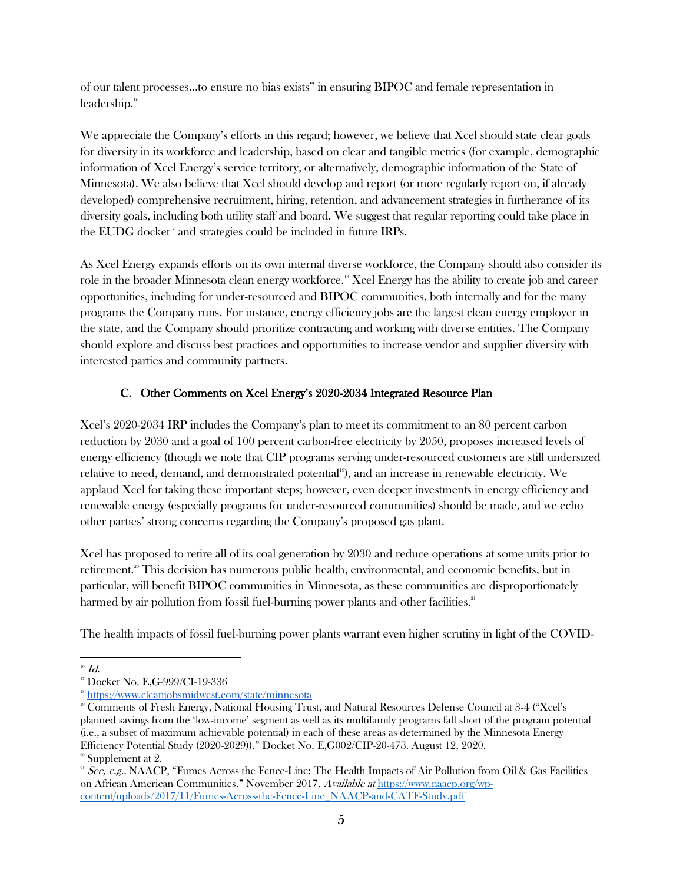of our talent processes…to ensure no bias exists" in ensuring BIPOC and female representation in leadership.[16]

We appreciate the Company's efforts in this regard; however, we believe that Xcel should state clear goals for diversity in its workforce and leadership, based on clear and tangible metrics (for example, demographic information of Xcel Energy's service territory, or alternatively, demographic information of the State of Minnesota). We also believe that Xcel should develop and report (or more regularly report on, if already developed) comprehensive recruitment, hiring, retention, and advancement strategies in furtherance of its diversity goals, including both utility staff and board. We suggest that regular reporting could take place in the EUDG docket[17] and strategies could be included in future IRPs.

As Xcel Energy expands efforts on its own internal diverse workforce, the Company should also consider its role in the broader Minnesota clean energy workforce.[18] Xcel Energy has the ability to create job and career opportunities, including for under-resourced and BIPOC communities, both internally and for the many programs the Company runs. For instance, energy efficiency jobs are the largest clean energy employer in the state, and the Company should prioritize contracting and working with diverse entities. The Company should explore and discuss best practices and opportunities to increase vendor and supplier diversity with interested parties and community partners.

### C. Other Comments on Xcel Energy's 2020-2034 Integrated Resource Plan

Xcel's 2020-2034 IRP includes the Company's plan to meet its commitment to an 80 percent carbon reduction by 2030 and a goal of 100 percent carbon-free electricity by 2050, proposes increased levels of energy efficiency (though we note that CIP programs serving under-resourced customers are still undersized relative to need, demand, and demonstrated potential[19]), and an increase in renewable electricity. We applaud Xcel for taking these important steps; however, even deeper investments in energy efficiency and renewable energy (especially programs for under-resourced communities) should be made, and we echo other parties' strong concerns regarding the Company's proposed gas plant.

Xcel has proposed to retire all of its coal generation by 2030 and reduce operations at some units prior to retirement.[20] This decision has numerous public health, environmental, and economic benefits, but in particular, will benefit BIPOC communities in Minnesota, as these communities are disproportionately harmed by air pollution from fossil fuel-burning power plants and other facilities.[21]

The health impacts of fossil fuel-burning power plants warrant even higher scrutiny in light of the COVID-

---

[16] *Id.*

[17] Docket No. E,G-999/CI-19-336

[18] https://www.cleanjobsmidwest.com/state/minnesota

[19] Comments of Fresh Energy, National Housing Trust, and Natural Resources Defense Council at 3-4 ("Xcel's planned savings from the 'low-income' segment as well as its multifamily programs fall short of the program potential (i.e., a subset of maximum achievable potential) in each of these areas as determined by the Minnesota Energy Efficiency Potential Study (2020-2029))." Docket No. E,G002/CIP-20-473. August 12, 2020.

[20] Supplement at 2.

[21] *See, e.g.,* NAACP, "Fumes Across the Fence-Line: The Health Impacts of Air Pollution from Oil & Gas Facilities on African American Communities." November 2017. *Available at* https://www.naacp.org/wp-content/uploads/2017/11/Fumes-Across-the-Fence-Line_NAACP-and-CATF-Study.pdf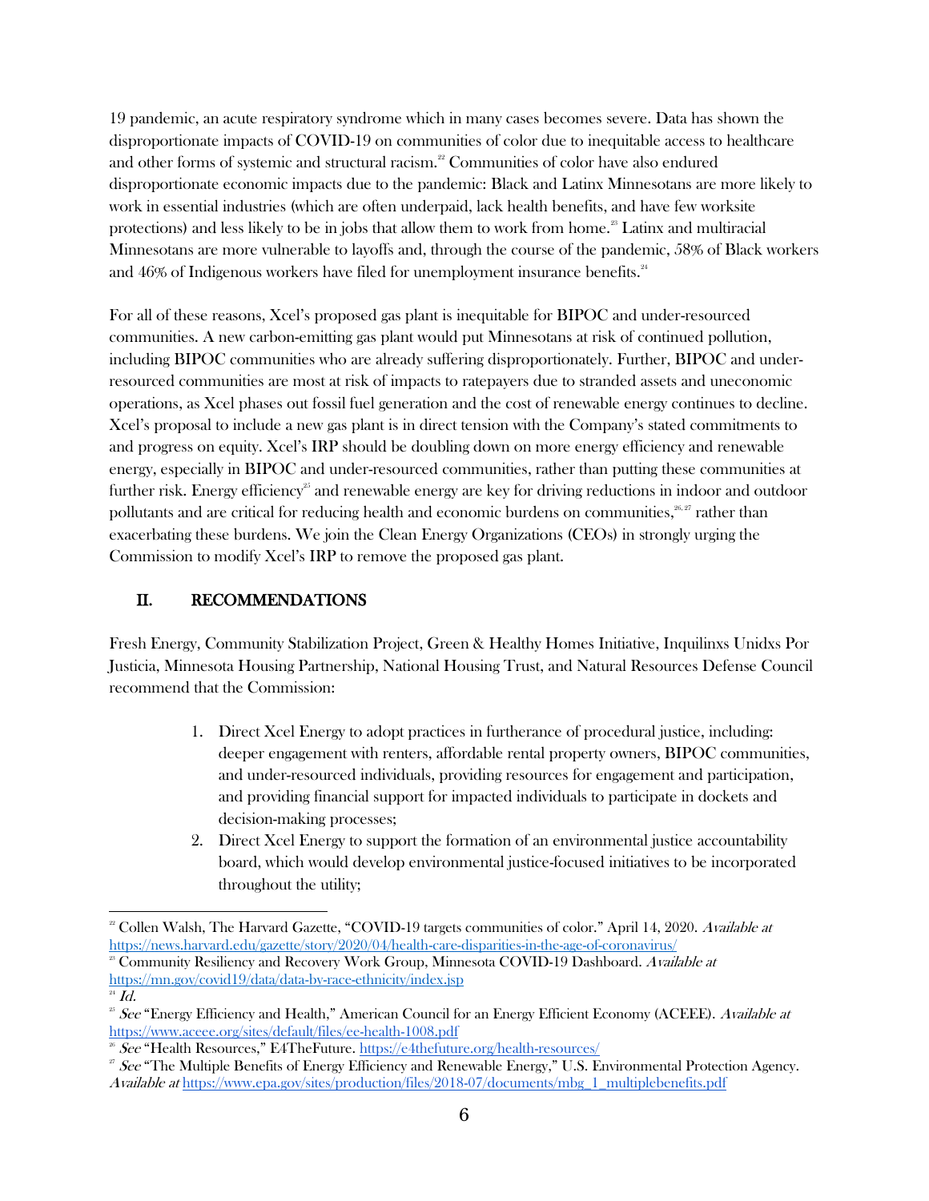19 pandemic, an acute respiratory syndrome which in many cases becomes severe. Data has shown the disproportionate impacts of COVID-19 on communities of color due to inequitable access to healthcare and other forms of systemic and structural racism.[22] Communities of color have also endured disproportionate economic impacts due to the pandemic: Black and Latinx Minnesotans are more likely to work in essential industries (which are often underpaid, lack health benefits, and have few worksite protections) and less likely to be in jobs that allow them to work from home.[23] Latinx and multiracial Minnesotans are more vulnerable to layoffs and, through the course of the pandemic, 58% of Black workers and 46% of Indigenous workers have filed for unemployment insurance benefits.[24]

For all of these reasons, Xcel's proposed gas plant is inequitable for BIPOC and under-resourced communities. A new carbon-emitting gas plant would put Minnesotans at risk of continued pollution, including BIPOC communities who are already suffering disproportionately. Further, BIPOC and under-resourced communities are most at risk of impacts to ratepayers due to stranded assets and uneconomic operations, as Xcel phases out fossil fuel generation and the cost of renewable energy continues to decline. Xcel's proposal to include a new gas plant is in direct tension with the Company's stated commitments to and progress on equity. Xcel's IRP should be doubling down on more energy efficiency and renewable energy, especially in BIPOC and under-resourced communities, rather than putting these communities at further risk. Energy efficiency[25] and renewable energy are key for driving reductions in indoor and outdoor pollutants and are critical for reducing health and economic burdens on communities,[26,27] rather than exacerbating these burdens. We join the Clean Energy Organizations (CEOs) in strongly urging the Commission to modify Xcel's IRP to remove the proposed gas plant.

## II. RECOMMENDATIONS

Fresh Energy, Community Stabilization Project, Green & Healthy Homes Initiative, Inquilinxs Unidxs Por Justicia, Minnesota Housing Partnership, National Housing Trust, and Natural Resources Defense Council recommend that the Commission:

1. Direct Xcel Energy to adopt practices in furtherance of procedural justice, including: deeper engagement with renters, affordable rental property owners, BIPOC communities, and under-resourced individuals, providing resources for engagement and participation, and providing financial support for impacted individuals to participate in dockets and decision-making processes;
2. Direct Xcel Energy to support the formation of an environmental justice accountability board, which would develop environmental justice-focused initiatives to be incorporated throughout the utility;

---

[22] Collen Walsh, The Harvard Gazette, "COVID-19 targets communities of color." April 14, 2020. *Available at* https://news.harvard.edu/gazette/story/2020/04/health-care-disparities-in-the-age-of-coronavirus/

[23] Community Resiliency and Recovery Work Group, Minnesota COVID-19 Dashboard. *Available at* https://mn.gov/covid19/data/data-by-race-ethnicity/index.jsp

[24] *Id.*

[25] *See* "Energy Efficiency and Health," American Council for an Energy Efficient Economy (ACEEE). *Available at* https://www.aceee.org/sites/default/files/ee-health-1008.pdf

[26] *See* "Health Resources," E4TheFuture. https://e4thefuture.org/health-resources/

[27] *See* "The Multiple Benefits of Energy Efficiency and Renewable Energy," U.S. Environmental Protection Agency. *Available at* https://www.epa.gov/sites/production/files/2018-07/documents/mbg_1_multiplebenefits.pdf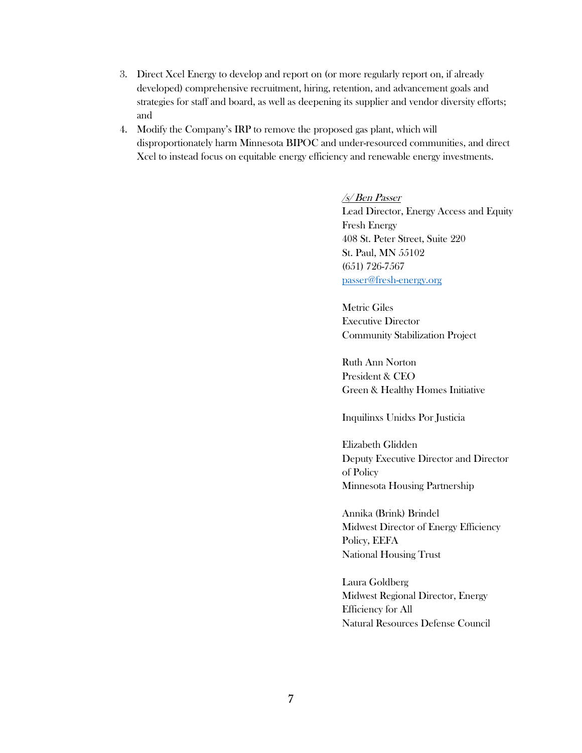3. Direct Xcel Energy to develop and report on (or more regularly report on, if already developed) comprehensive recruitment, hiring, retention, and advancement goals and strategies for staff and board, as well as deepening its supplier and vendor diversity efforts; and
4. Modify the Company's IRP to remove the proposed gas plant, which will disproportionately harm Minnesota BIPOC and under-resourced communities, and direct Xcel to instead focus on equitable energy efficiency and renewable energy investments.

*/s/ Ben Passer*
Lead Director, Energy Access and Equity
Fresh Energy
408 St. Peter Street, Suite 220
St. Paul, MN 55102
(651) 726-7567
passer@fresh-energy.org

Metric Giles
Executive Director
Community Stabilization Project

Ruth Ann Norton
President & CEO
Green & Healthy Homes Initiative

Inquilinxs Unidxs Por Justicia

Elizabeth Glidden
Deputy Executive Director and Director of Policy
Minnesota Housing Partnership

Annika (Brink) Brindel
Midwest Director of Energy Efficiency Policy, EEFA
National Housing Trust

Laura Goldberg
Midwest Regional Director, Energy Efficiency for All
Natural Resources Defense Council